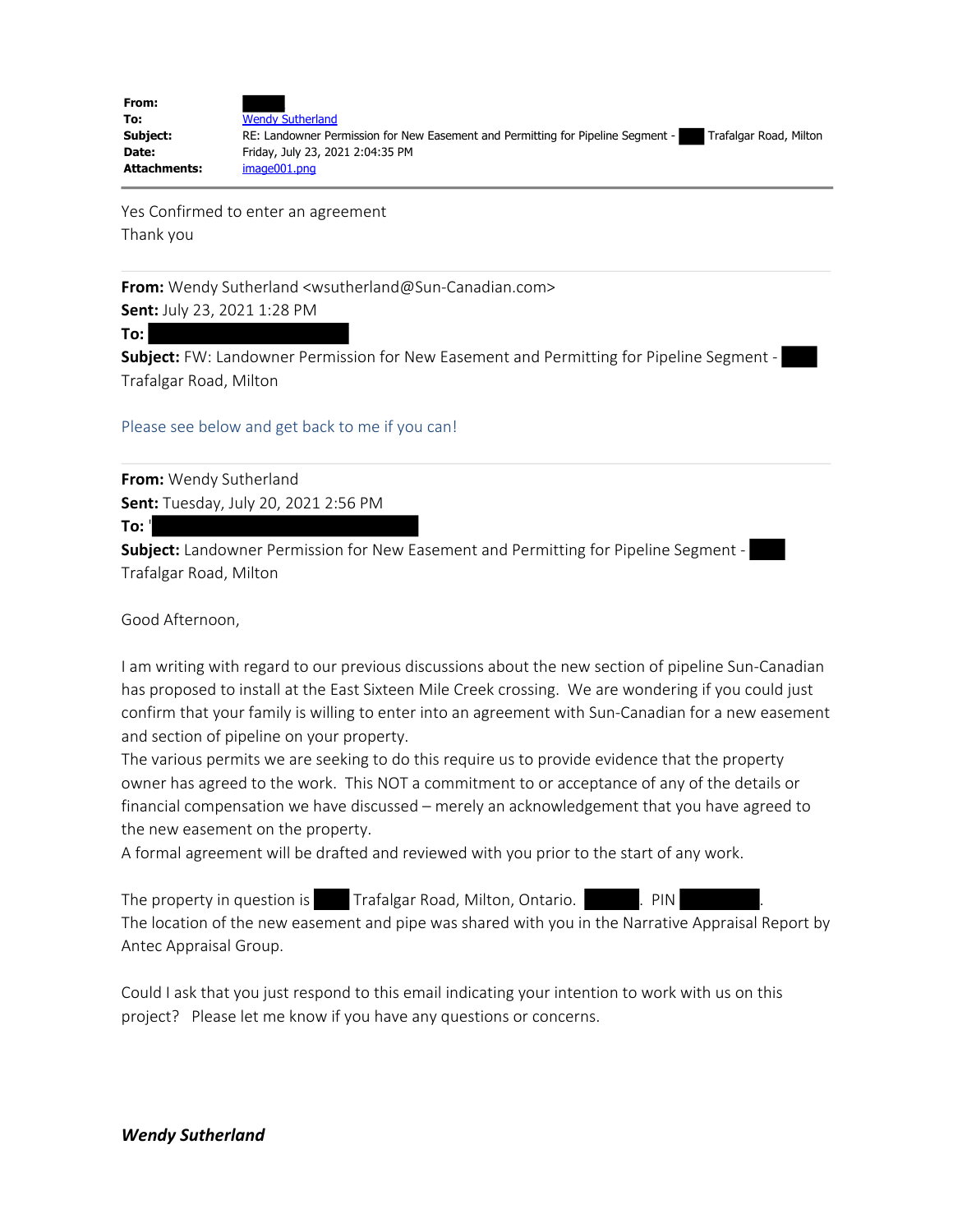| | |
|---|---|
| **From:** | |
| **To:** | Wendy Sutherland |
| **Subject:** | RE: Landowner Permission for New Easement and Permitting for Pipeline Segment - Trafalgar Road, Milton |
| **Date:** | Friday, July 23, 2021 2:04:35 PM |
| **Attachments:** | image001.png |

Yes Confirmed to enter an agreement
Thank you

---

**From:** Wendy Sutherland <wsutherland@Sun-Canadian.com>
**Sent:** July 23, 2021 1:28 PM
**To:**
**Subject:** FW: Landowner Permission for New Easement and Permitting for Pipeline Segment - Trafalgar Road, Milton

Please see below and get back to me if you can!

---

**From:** Wendy Sutherland
**Sent:** Tuesday, July 20, 2021 2:56 PM
**To:** '
**Subject:** Landowner Permission for New Easement and Permitting for Pipeline Segment - Trafalgar Road, Milton

Good Afternoon,

I am writing with regard to our previous discussions about the new section of pipeline Sun-Canadian has proposed to install at the East Sixteen Mile Creek crossing. We are wondering if you could just confirm that your family is willing to enter into an agreement with Sun-Canadian for a new easement and section of pipeline on your property.
The various permits we are seeking to do this require us to provide evidence that the property owner has agreed to the work. This NOT a commitment to or acceptance of any of the details or financial compensation we have discussed – merely an acknowledgement that you have agreed to the new easement on the property.
A formal agreement will be drafted and reviewed with you prior to the start of any work.

The property in question is Trafalgar Road, Milton, Ontario. . PIN .
The location of the new easement and pipe was shared with you in the Narrative Appraisal Report by Antec Appraisal Group.

Could I ask that you just respond to this email indicating your intention to work with us on this project? Please let me know if you have any questions or concerns.

***Wendy Sutherland***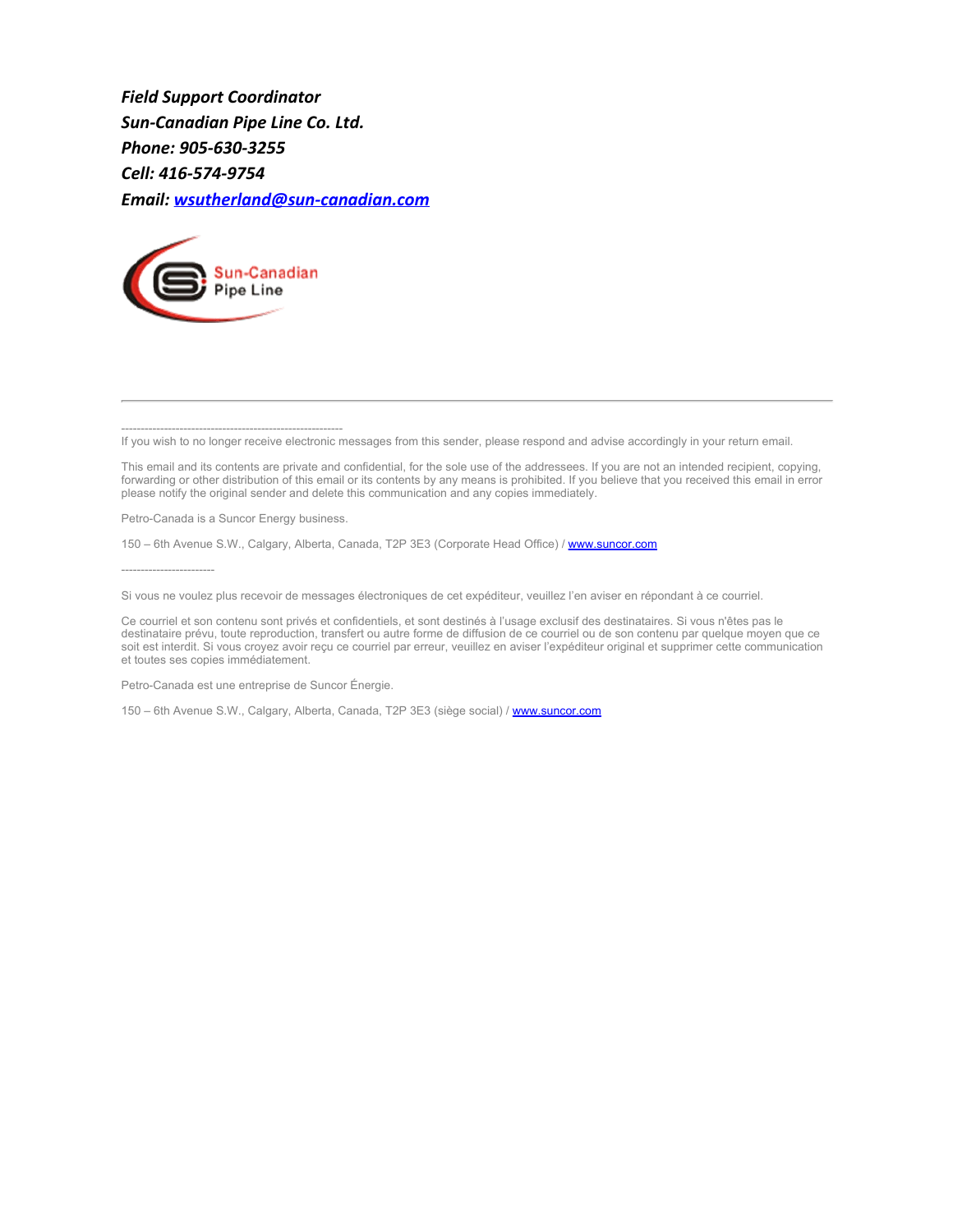***Field Support Coordinator***
***Sun-Canadian Pipe Line Co. Ltd.***
***Phone: 905-630-3255***
***Cell: 416-574-9754***
***Email: [wsutherland@sun-canadian.com](mailto:wsutherland@sun-canadian.com)***

Sun-Canadian Pipe Line

---

---------------------------------------------------------

If you wish to no longer receive electronic messages from this sender, please respond and advise accordingly in your return email.

This email and its contents are private and confidential, for the sole use of the addressees. If you are not an intended recipient, copying, forwarding or other distribution of this email or its contents by any means is prohibited. If you believe that you received this email in error please notify the original sender and delete this communication and any copies immediately.

Petro-Canada is a Suncor Energy business.

150 – 6th Avenue S.W., Calgary, Alberta, Canada, T2P 3E3 (Corporate Head Office) / [www.suncor.com](http://www.suncor.com)

------------------------

Si vous ne voulez plus recevoir de messages électroniques de cet expéditeur, veuillez l'en aviser en répondant à ce courriel.

Ce courriel et son contenu sont privés et confidentiels, et sont destinés à l'usage exclusif des destinataires. Si vous n'êtes pas le destinataire prévu, toute reproduction, transfert ou autre forme de diffusion de ce courriel ou de son contenu par quelque moyen que ce soit est interdit. Si vous croyez avoir reçu ce courriel par erreur, veuillez en aviser l'expéditeur original et supprimer cette communication et toutes ses copies immédiatement.

Petro-Canada est une entreprise de Suncor Énergie.

150 – 6th Avenue S.W., Calgary, Alberta, Canada, T2P 3E3 (siège social) / [www.suncor.com](http://www.suncor.com)